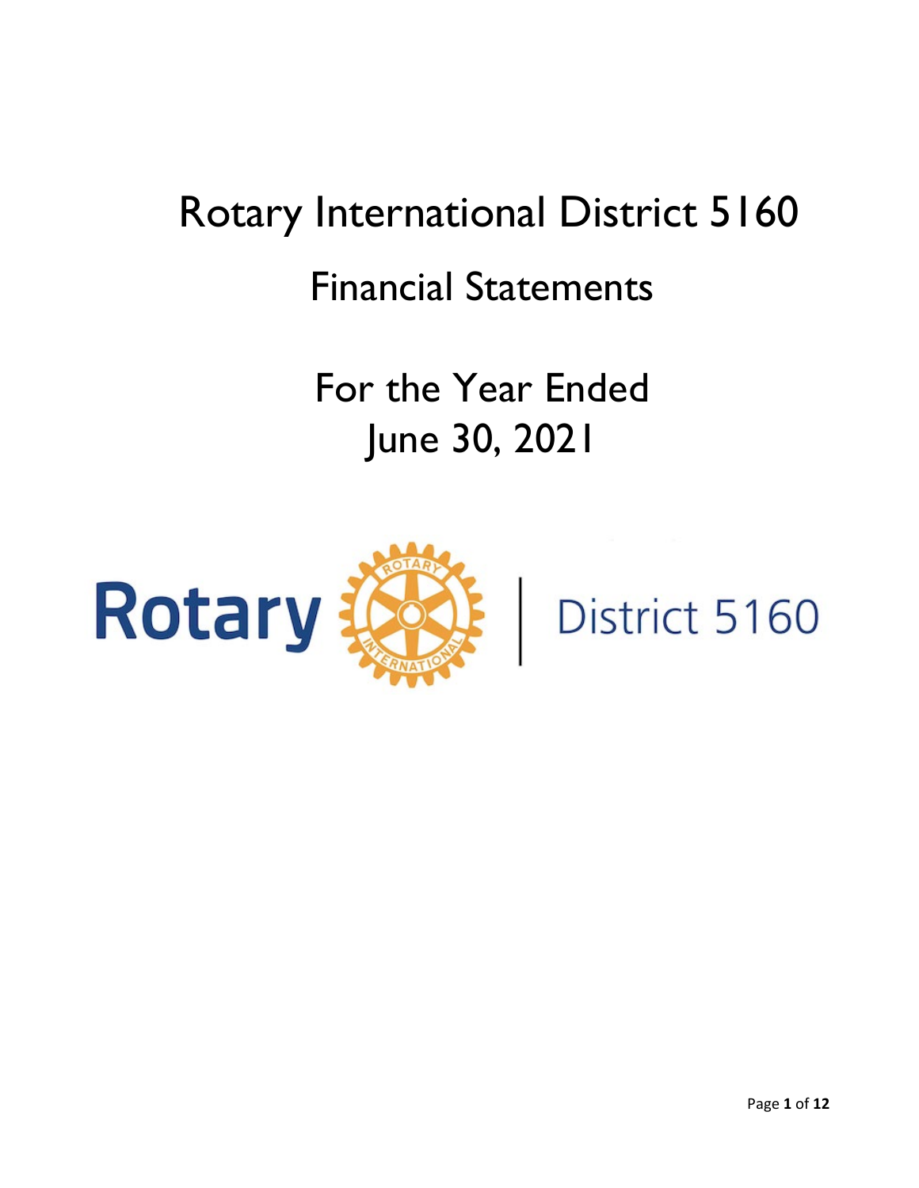# Rotary International District 5160

## Financial Statements

## For the Year Ended June 30, 2021

Rotary | District 5160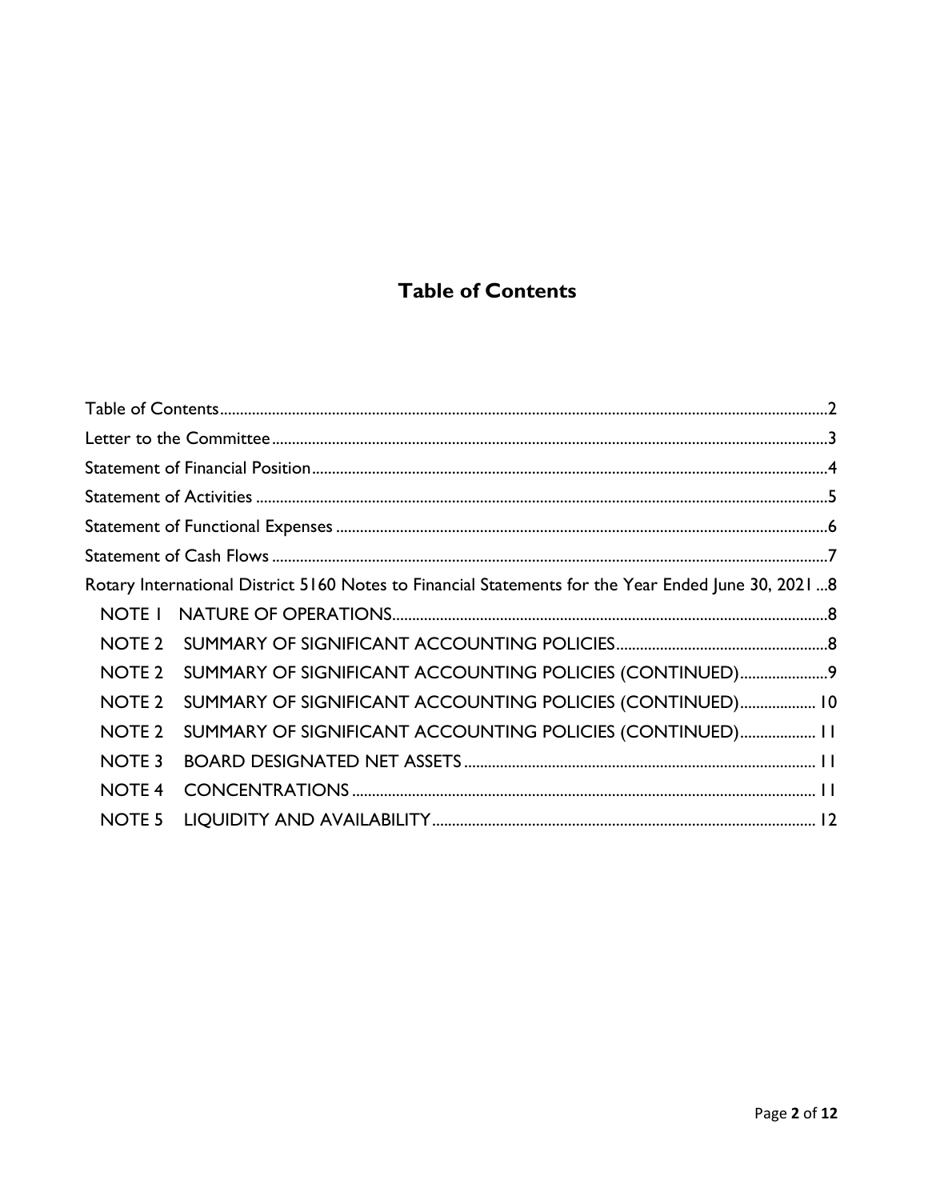# Table of Contents

Table of Contents....................................................................................................2
Letter to the Committee............................................................................................3
Statement of Financial Position....................................................................................4
Statement of Activities..............................................................................................5
Statement of Functional Expenses................................................................................6
Statement of Cash Flows............................................................................................7
Rotary International District 5160 Notes to Financial Statements for the Year Ended June 30, 2021...8

- NOTE 1 NATURE OF OPERATIONS....................................................................8
- NOTE 2 SUMMARY OF SIGNIFICANT ACCOUNTING POLICIES...................................8
- NOTE 2 SUMMARY OF SIGNIFICANT ACCOUNTING POLICIES (CONTINUED)...................9
- NOTE 2 SUMMARY OF SIGNIFICANT ACCOUNTING POLICIES (CONTINUED)...................10
- NOTE 2 SUMMARY OF SIGNIFICANT ACCOUNTING POLICIES (CONTINUED)...................11
- NOTE 3 BOARD DESIGNATED NET ASSETS..............................................................11
- NOTE 4 CONCENTRATIONS.................................................................................11
- NOTE 5 LIQUIDITY AND AVAILABILITY..................................................................12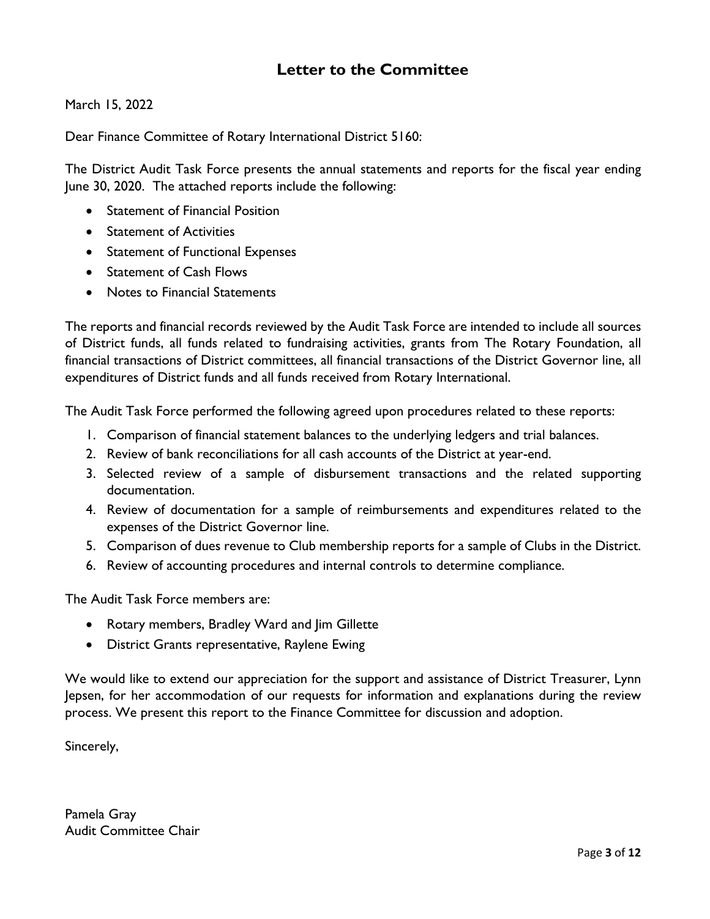# Letter to the Committee

March 15, 2022

Dear Finance Committee of Rotary International District 5160:

The District Audit Task Force presents the annual statements and reports for the fiscal year ending June 30, 2020. The attached reports include the following:

- Statement of Financial Position
- Statement of Activities
- Statement of Functional Expenses
- Statement of Cash Flows
- Notes to Financial Statements

The reports and financial records reviewed by the Audit Task Force are intended to include all sources of District funds, all funds related to fundraising activities, grants from The Rotary Foundation, all financial transactions of District committees, all financial transactions of the District Governor line, all expenditures of District funds and all funds received from Rotary International.

The Audit Task Force performed the following agreed upon procedures related to these reports:

1. Comparison of financial statement balances to the underlying ledgers and trial balances.
2. Review of bank reconciliations for all cash accounts of the District at year-end.
3. Selected review of a sample of disbursement transactions and the related supporting documentation.
4. Review of documentation for a sample of reimbursements and expenditures related to the expenses of the District Governor line.
5. Comparison of dues revenue to Club membership reports for a sample of Clubs in the District.
6. Review of accounting procedures and internal controls to determine compliance.

The Audit Task Force members are:

- Rotary members, Bradley Ward and Jim Gillette
- District Grants representative, Raylene Ewing

We would like to extend our appreciation for the support and assistance of District Treasurer, Lynn Jepsen, for her accommodation of our requests for information and explanations during the review process. We present this report to the Finance Committee for discussion and adoption.

Sincerely,

Pamela Gray
Audit Committee Chair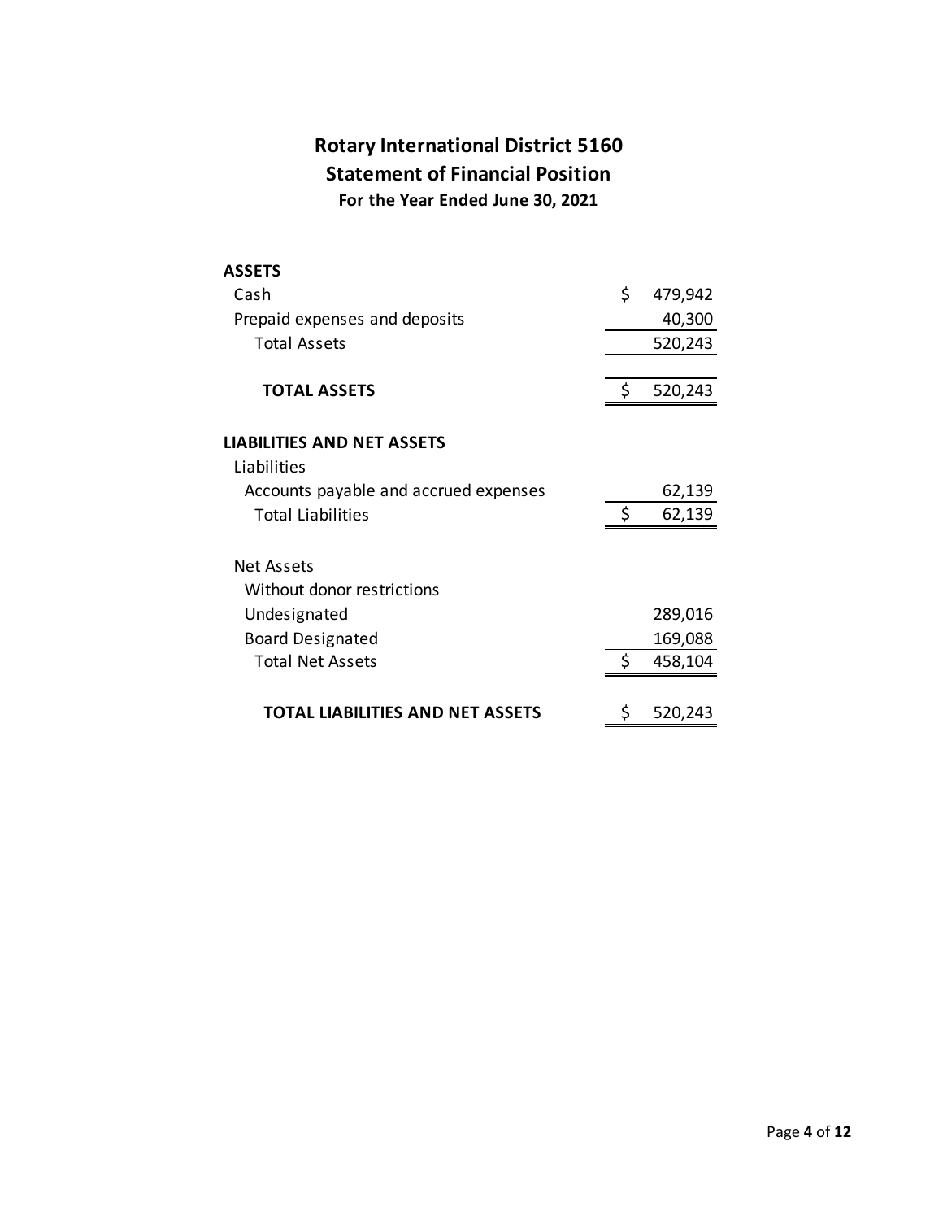# Rotary International District 5160
## Statement of Financial Position
### For the Year Ended June 30, 2021

| | |
|---|---|
| **ASSETS** | |
| Cash | $ 479,942 |
| Prepaid expenses and deposits | 40,300 |
| Total Assets | 520,243 |
| **TOTAL ASSETS** | $ 520,243 |
| **LIABILITIES AND NET ASSETS** | |
| Liabilities | |
| Accounts payable and accrued expenses | 62,139 |
| Total Liabilities | $ 62,139 |
| Net Assets | |
| Without donor restrictions | |
| Undesignated | 289,016 |
| Board Designated | 169,088 |
| Total Net Assets | $ 458,104 |
| **TOTAL LIABILITIES AND NET ASSETS** | $ 520,243 |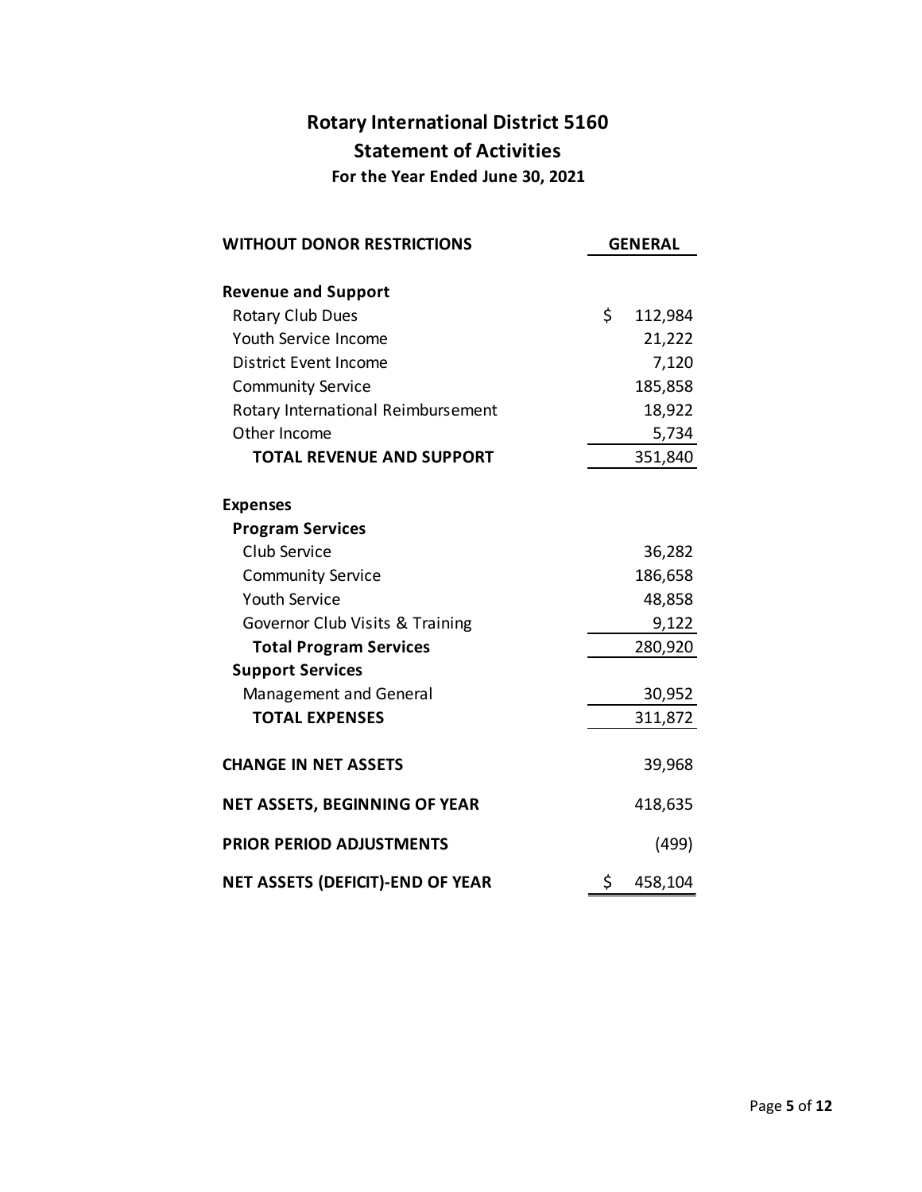# Rotary International District 5160

## Statement of Activities

### For the Year Ended June 30, 2021

| WITHOUT DONOR RESTRICTIONS | GENERAL |
|---|---|
| **Revenue and Support** | |
| Rotary Club Dues | $ 112,984 |
| Youth Service Income | 21,222 |
| District Event Income | 7,120 |
| Community Service | 185,858 |
| Rotary International Reimbursement | 18,922 |
| Other Income | 5,734 |
| **TOTAL REVENUE AND SUPPORT** | 351,840 |
| **Expenses** | |
| **Program Services** | |
| Club Service | 36,282 |
| Community Service | 186,658 |
| Youth Service | 48,858 |
| Governor Club Visits & Training | 9,122 |
| **Total Program Services** | 280,920 |
| **Support Services** | |
| Management and General | 30,952 |
| **TOTAL EXPENSES** | 311,872 |
| **CHANGE IN NET ASSETS** | 39,968 |
| **NET ASSETS, BEGINNING OF YEAR** | 418,635 |
| **PRIOR PERIOD ADJUSTMENTS** | (499) |
| **NET ASSETS (DEFICIT)-END OF YEAR** | $ 458,104 |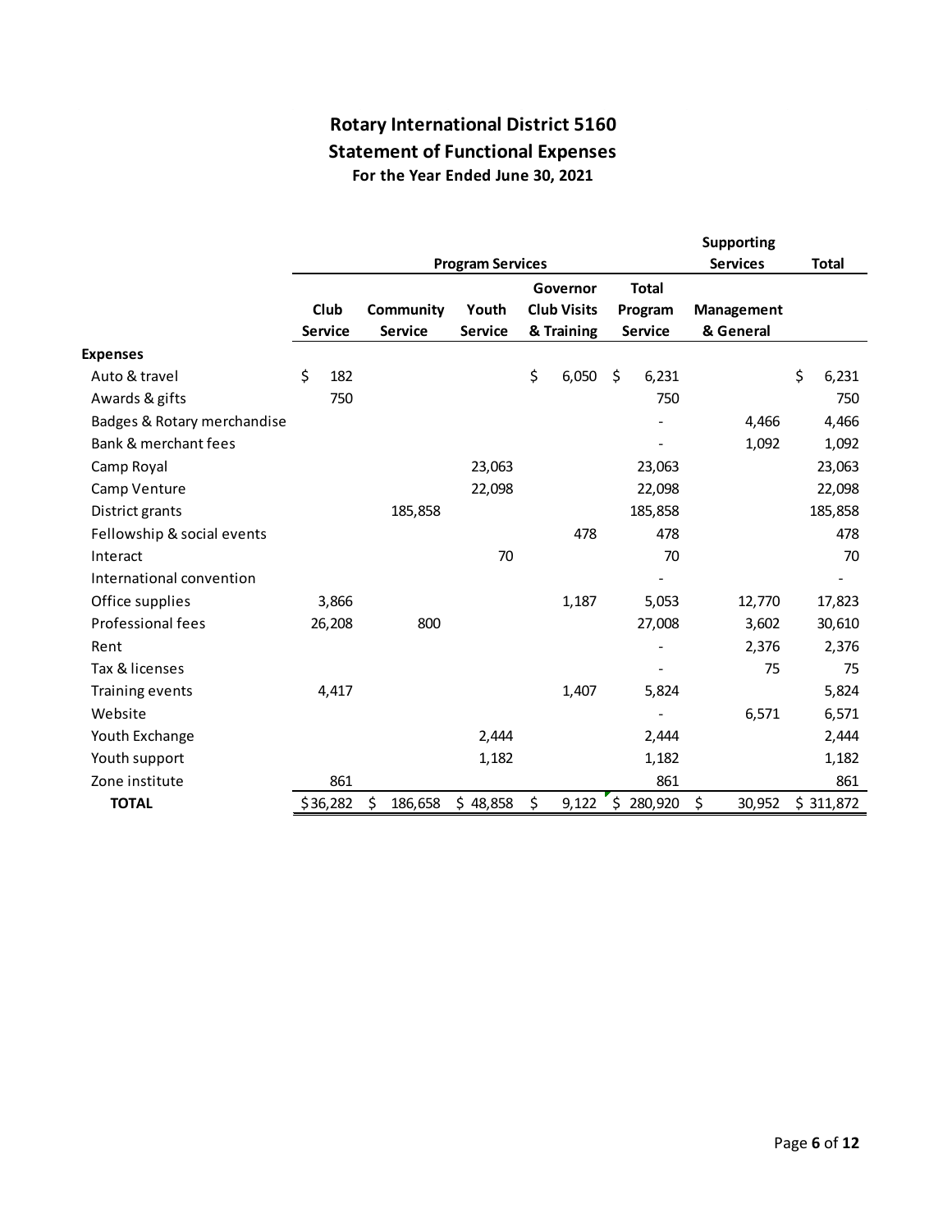# Rotary International District 5160

## Statement of Functional Expenses

**For the Year Ended June 30, 2021**

| | Program Services | | | | | Supporting Services | Total |
|---|---|---|---|---|---|---|---|
| | Club Service | Community Service | Youth Service | Governor Club Visits & Training | Total Program Service | Management & General | |
| **Expenses** | | | | | | | |
| Auto & travel | $ 182 | | | $ 6,050 | $ 6,231 | | $ 6,231 |
| Awards & gifts | 750 | | | | 750 | | 750 |
| Badges & Rotary merchandise | | | | | - | 4,466 | 4,466 |
| Bank & merchant fees | | | | | - | 1,092 | 1,092 |
| Camp Royal | | | 23,063 | | 23,063 | | 23,063 |
| Camp Venture | | | 22,098 | | 22,098 | | 22,098 |
| District grants | | 185,858 | | | 185,858 | | 185,858 |
| Fellowship & social events | | | | 478 | 478 | | 478 |
| Interact | | | 70 | | 70 | | 70 |
| International convention | | | | | - | | - |
| Office supplies | 3,866 | | | 1,187 | 5,053 | 12,770 | 17,823 |
| Professional fees | 26,208 | 800 | | | 27,008 | 3,602 | 30,610 |
| Rent | | | | | - | 2,376 | 2,376 |
| Tax & licenses | | | | | - | 75 | 75 |
| Training events | 4,417 | | | 1,407 | 5,824 | | 5,824 |
| Website | | | | | - | 6,571 | 6,571 |
| Youth Exchange | | | 2,444 | | 2,444 | | 2,444 |
| Youth support | | | 1,182 | | 1,182 | | 1,182 |
| Zone institute | 861 | | | | 861 | | 861 |
| **TOTAL** | $ 36,282 | $ 186,658 | $ 48,858 | $ 9,122 | $ 280,920 | $ 30,952 | $ 311,872 |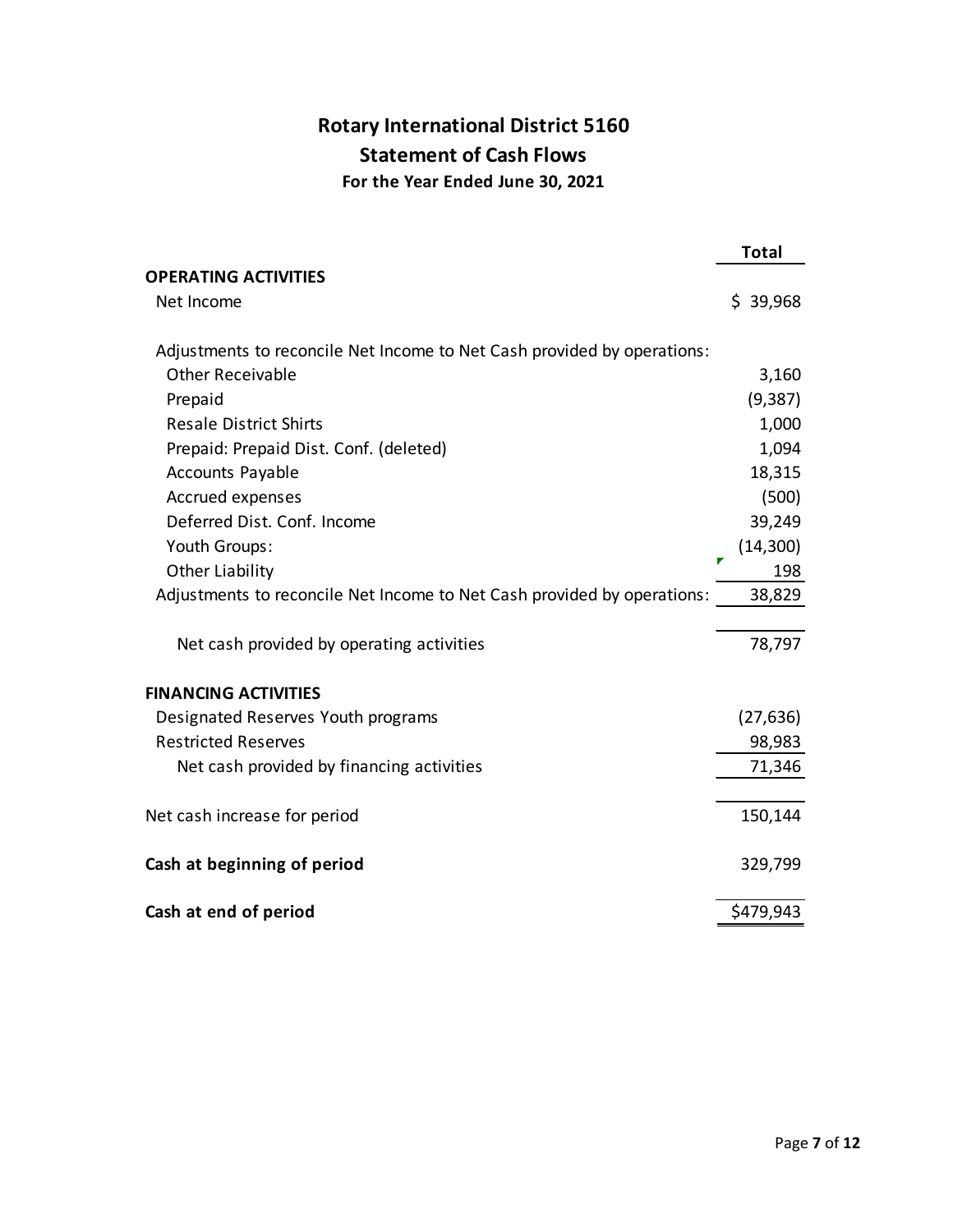# Rotary International District 5160

## Statement of Cash Flows

### For the Year Ended June 30, 2021

| | Total |
|---|---|
| **OPERATING ACTIVITIES** | |
| Net Income | $ 39,968 |
| Adjustments to reconcile Net Income to Net Cash provided by operations: | |
| Other Receivable | 3,160 |
| Prepaid | (9,387) |
| Resale District Shirts | 1,000 |
| Prepaid: Prepaid Dist. Conf. (deleted) | 1,094 |
| Accounts Payable | 18,315 |
| Accrued expenses | (500) |
| Deferred Dist. Conf. Income | 39,249 |
| Youth Groups: | (14,300) |
| Other Liability | 198 |
| Adjustments to reconcile Net Income to Net Cash provided by operations: | 38,829 |
| Net cash provided by operating activities | 78,797 |
| **FINANCING ACTIVITIES** | |
| Designated Reserves Youth programs | (27,636) |
| Restricted Reserves | 98,983 |
| Net cash provided by financing activities | 71,346 |
| Net cash increase for period | 150,144 |
| **Cash at beginning of period** | 329,799 |
| **Cash at end of period** | $479,943 |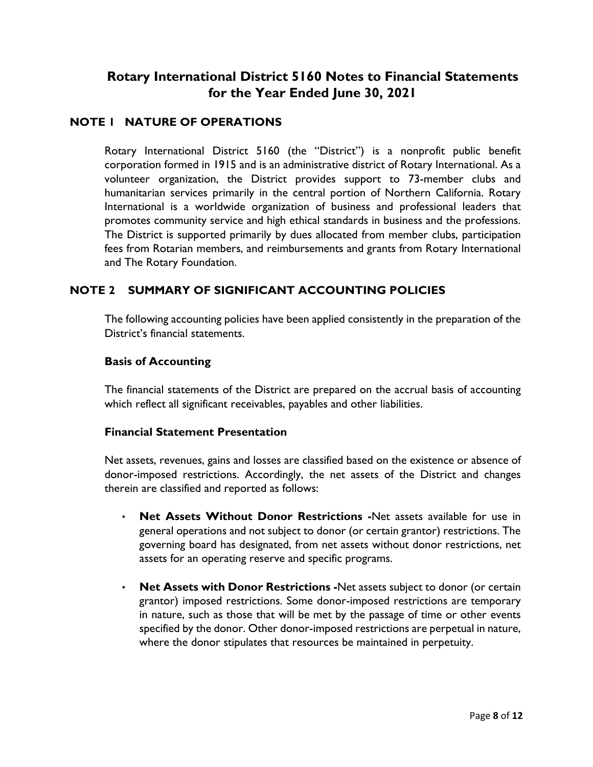# Rotary International District 5160 Notes to Financial Statements for the Year Ended June 30, 2021

## NOTE 1 NATURE OF OPERATIONS

Rotary International District 5160 (the "District") is a nonprofit public benefit corporation formed in 1915 and is an administrative district of Rotary International. As a volunteer organization, the District provides support to 73-member clubs and humanitarian services primarily in the central portion of Northern California. Rotary International is a worldwide organization of business and professional leaders that promotes community service and high ethical standards in business and the professions. The District is supported primarily by dues allocated from member clubs, participation fees from Rotarian members, and reimbursements and grants from Rotary International and The Rotary Foundation.

## NOTE 2 SUMMARY OF SIGNIFICANT ACCOUNTING POLICIES

The following accounting policies have been applied consistently in the preparation of the District's financial statements.

### Basis of Accounting

The financial statements of the District are prepared on the accrual basis of accounting which reflect all significant receivables, payables and other liabilities.

### Financial Statement Presentation

Net assets, revenues, gains and losses are classified based on the existence or absence of donor-imposed restrictions. Accordingly, the net assets of the District and changes therein are classified and reported as follows:

- **Net Assets Without Donor Restrictions -** Net assets available for use in general operations and not subject to donor (or certain grantor) restrictions. The governing board has designated, from net assets without donor restrictions, net assets for an operating reserve and specific programs.
- **Net Assets with Donor Restrictions -** Net assets subject to donor (or certain grantor) imposed restrictions. Some donor-imposed restrictions are temporary in nature, such as those that will be met by the passage of time or other events specified by the donor. Other donor-imposed restrictions are perpetual in nature, where the donor stipulates that resources be maintained in perpetuity.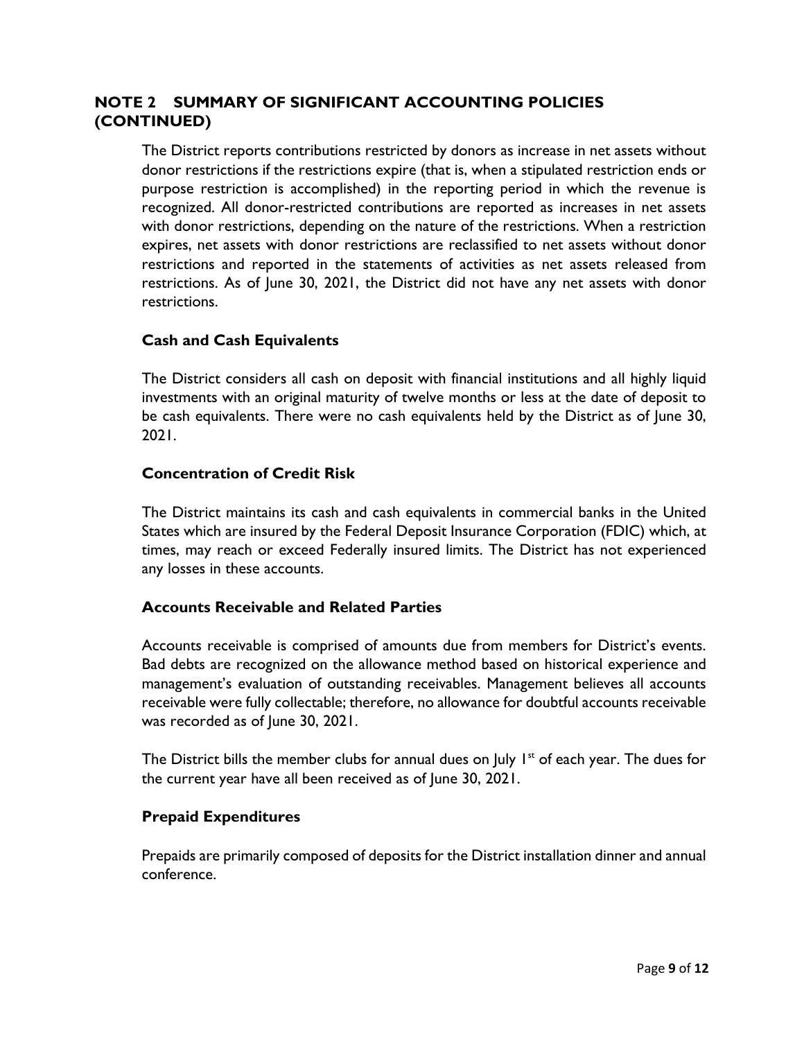## NOTE 2 SUMMARY OF SIGNIFICANT ACCOUNTING POLICIES (CONTINUED)

The District reports contributions restricted by donors as increase in net assets without donor restrictions if the restrictions expire (that is, when a stipulated restriction ends or purpose restriction is accomplished) in the reporting period in which the revenue is recognized. All donor-restricted contributions are reported as increases in net assets with donor restrictions, depending on the nature of the restrictions. When a restriction expires, net assets with donor restrictions are reclassified to net assets without donor restrictions and reported in the statements of activities as net assets released from restrictions. As of June 30, 2021, the District did not have any net assets with donor restrictions.

### Cash and Cash Equivalents

The District considers all cash on deposit with financial institutions and all highly liquid investments with an original maturity of twelve months or less at the date of deposit to be cash equivalents. There were no cash equivalents held by the District as of June 30, 2021.

### Concentration of Credit Risk

The District maintains its cash and cash equivalents in commercial banks in the United States which are insured by the Federal Deposit Insurance Corporation (FDIC) which, at times, may reach or exceed Federally insured limits. The District has not experienced any losses in these accounts.

### Accounts Receivable and Related Parties

Accounts receivable is comprised of amounts due from members for District's events. Bad debts are recognized on the allowance method based on historical experience and management's evaluation of outstanding receivables. Management believes all accounts receivable were fully collectable; therefore, no allowance for doubtful accounts receivable was recorded as of June 30, 2021.

The District bills the member clubs for annual dues on July 1st of each year. The dues for the current year have all been received as of June 30, 2021.

### Prepaid Expenditures

Prepaids are primarily composed of deposits for the District installation dinner and annual conference.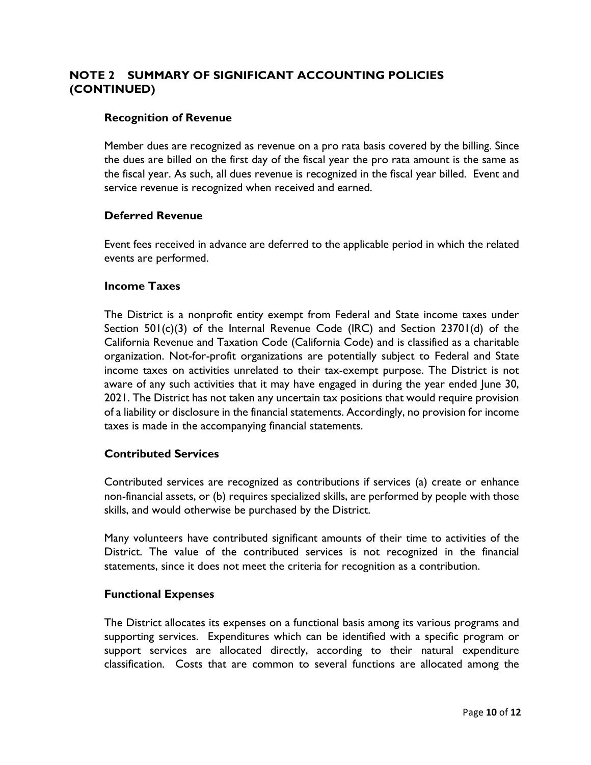## NOTE 2 SUMMARY OF SIGNIFICANT ACCOUNTING POLICIES (CONTINUED)

### Recognition of Revenue

Member dues are recognized as revenue on a pro rata basis covered by the billing. Since the dues are billed on the first day of the fiscal year the pro rata amount is the same as the fiscal year. As such, all dues revenue is recognized in the fiscal year billed. Event and service revenue is recognized when received and earned.

### Deferred Revenue

Event fees received in advance are deferred to the applicable period in which the related events are performed.

### Income Taxes

The District is a nonprofit entity exempt from Federal and State income taxes under Section 501(c)(3) of the Internal Revenue Code (IRC) and Section 23701(d) of the California Revenue and Taxation Code (California Code) and is classified as a charitable organization. Not-for-profit organizations are potentially subject to Federal and State income taxes on activities unrelated to their tax-exempt purpose. The District is not aware of any such activities that it may have engaged in during the year ended June 30, 2021. The District has not taken any uncertain tax positions that would require provision of a liability or disclosure in the financial statements. Accordingly, no provision for income taxes is made in the accompanying financial statements.

### Contributed Services

Contributed services are recognized as contributions if services (a) create or enhance non-financial assets, or (b) requires specialized skills, are performed by people with those skills, and would otherwise be purchased by the District.

Many volunteers have contributed significant amounts of their time to activities of the District. The value of the contributed services is not recognized in the financial statements, since it does not meet the criteria for recognition as a contribution.

### Functional Expenses

The District allocates its expenses on a functional basis among its various programs and supporting services. Expenditures which can be identified with a specific program or support services are allocated directly, according to their natural expenditure classification. Costs that are common to several functions are allocated among the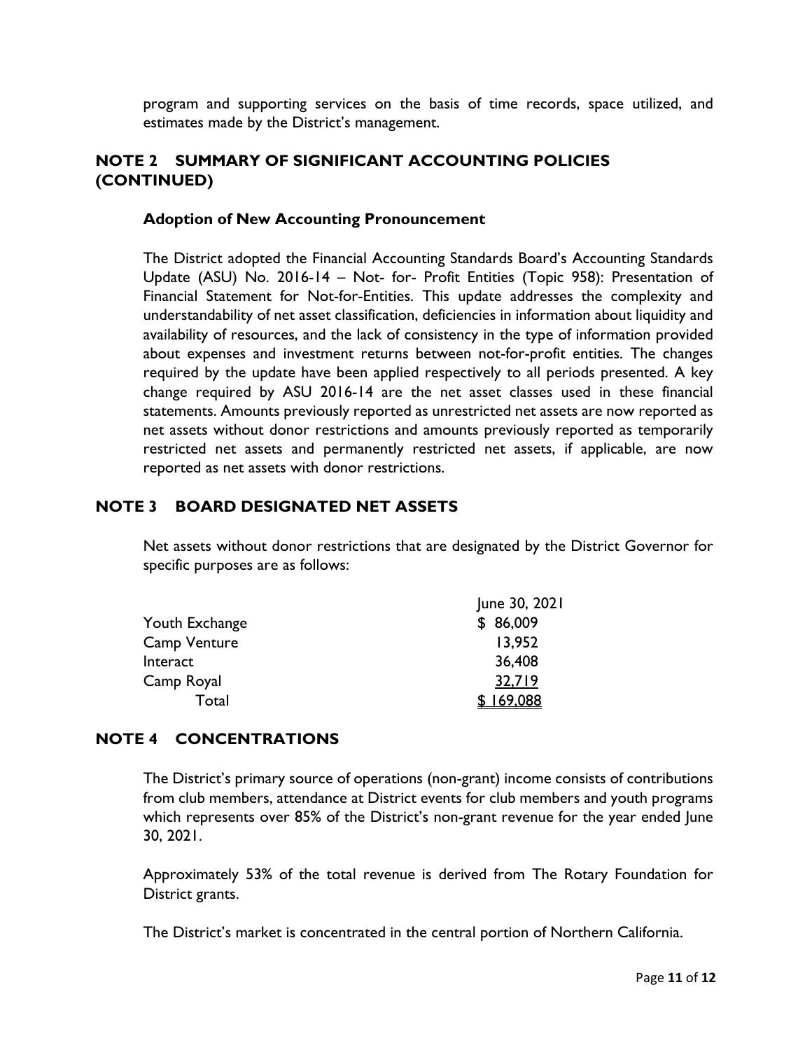program and supporting services on the basis of time records, space utilized, and estimates made by the District's management.

## NOTE 2 SUMMARY OF SIGNIFICANT ACCOUNTING POLICIES (CONTINUED)

### Adoption of New Accounting Pronouncement

The District adopted the Financial Accounting Standards Board's Accounting Standards Update (ASU) No. 2016-14 – Not- for- Profit Entities (Topic 958): Presentation of Financial Statement for Not-for-Entities. This update addresses the complexity and understandability of net asset classification, deficiencies in information about liquidity and availability of resources, and the lack of consistency in the type of information provided about expenses and investment returns between not-for-profit entities. The changes required by the update have been applied respectively to all periods presented. A key change required by ASU 2016-14 are the net asset classes used in these financial statements. Amounts previously reported as unrestricted net assets are now reported as net assets without donor restrictions and amounts previously reported as temporarily restricted net assets and permanently restricted net assets, if applicable, are now reported as net assets with donor restrictions.

## NOTE 3 BOARD DESIGNATED NET ASSETS

Net assets without donor restrictions that are designated by the District Governor for specific purposes are as follows:

| | June 30, 2021 |
|---|---|
| Youth Exchange | $ 86,009 |
| Camp Venture | 13,952 |
| Interact | 36,408 |
| Camp Royal | 32,719 |
| Total | $ 169,088 |

## NOTE 4 CONCENTRATIONS

The District's primary source of operations (non-grant) income consists of contributions from club members, attendance at District events for club members and youth programs which represents over 85% of the District's non-grant revenue for the year ended June 30, 2021.

Approximately 53% of the total revenue is derived from The Rotary Foundation for District grants.

The District's market is concentrated in the central portion of Northern California.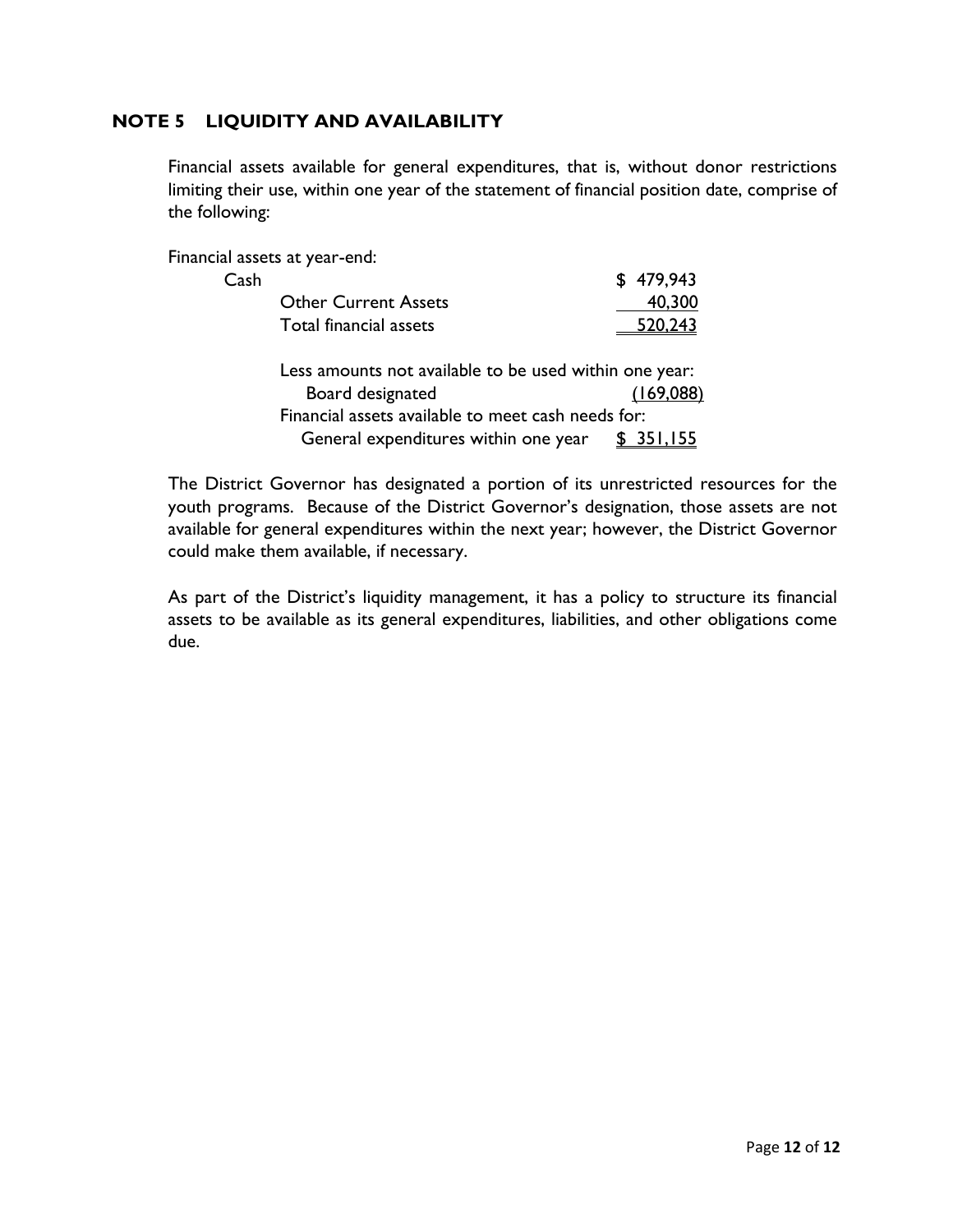## NOTE 5 LIQUIDITY AND AVAILABILITY

Financial assets available for general expenditures, that is, without donor restrictions limiting their use, within one year of the statement of financial position date, comprise of the following:

| | |
|---|---|
| Financial assets at year-end: | |
| Cash | $ 479,943 |
| Other Current Assets | 40,300 |
| Total financial assets | 520,243 |
| Less amounts not available to be used within one year: | |
| Board designated | (169,088) |
| Financial assets available to meet cash needs for: | |
| General expenditures within one year | $ 351,155 |

The District Governor has designated a portion of its unrestricted resources for the youth programs. Because of the District Governor's designation, those assets are not available for general expenditures within the next year; however, the District Governor could make them available, if necessary.

As part of the District's liquidity management, it has a policy to structure its financial assets to be available as its general expenditures, liabilities, and other obligations come due.